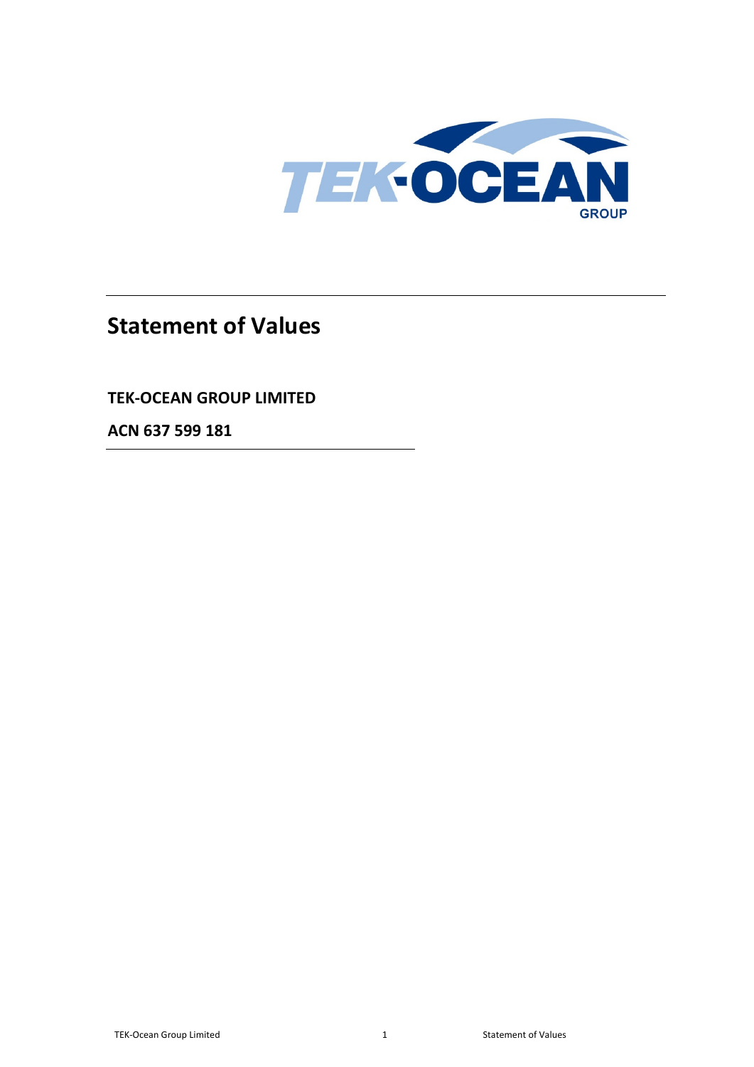# Statement of Values

**TEK-OCEAN GROUP LIMITED**

**ACN 637 599 181**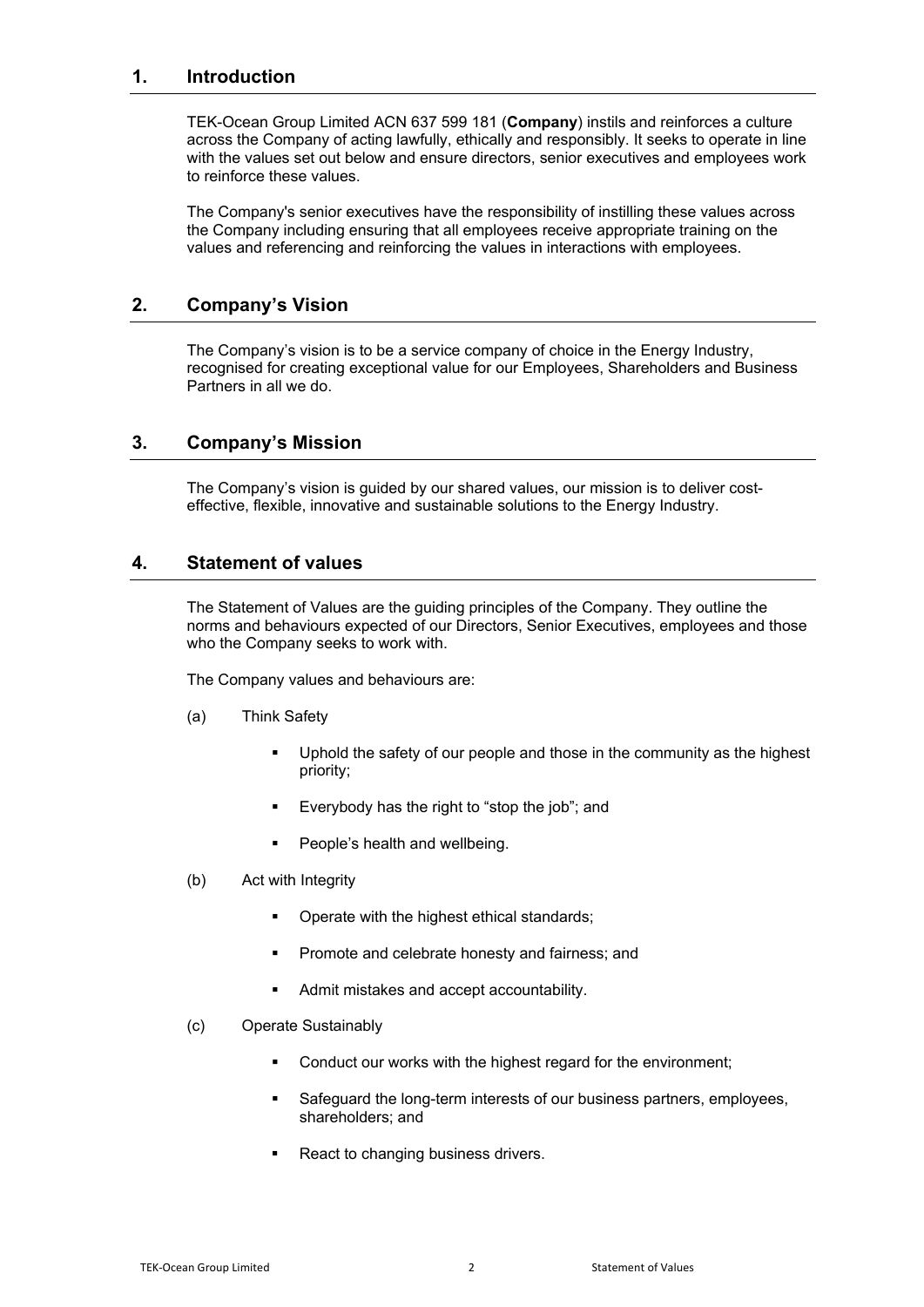## 1. Introduction

TEK-Ocean Group Limited ACN 637 599 181 (**Company**) instils and reinforces a culture across the Company of acting lawfully, ethically and responsibly. It seeks to operate in line with the values set out below and ensure directors, senior executives and employees work to reinforce these values.

The Company's senior executives have the responsibility of instilling these values across the Company including ensuring that all employees receive appropriate training on the values and referencing and reinforcing the values in interactions with employees.

## 2. Company's Vision

The Company's vision is to be a service company of choice in the Energy Industry, recognised for creating exceptional value for our Employees, Shareholders and Business Partners in all we do.

## 3. Company's Mission

The Company's vision is guided by our shared values, our mission is to deliver cost-effective, flexible, innovative and sustainable solutions to the Energy Industry.

## 4. Statement of values

The Statement of Values are the guiding principles of the Company. They outline the norms and behaviours expected of our Directors, Senior Executives, employees and those who the Company seeks to work with.

The Company values and behaviours are:

(a) Think Safety

- Uphold the safety of our people and those in the community as the highest priority;
- Everybody has the right to "stop the job"; and
- People's health and wellbeing.

(b) Act with Integrity

- Operate with the highest ethical standards;
- Promote and celebrate honesty and fairness; and
- Admit mistakes and accept accountability.

(c) Operate Sustainably

- Conduct our works with the highest regard for the environment;
- Safeguard the long-term interests of our business partners, employees, shareholders; and
- React to changing business drivers.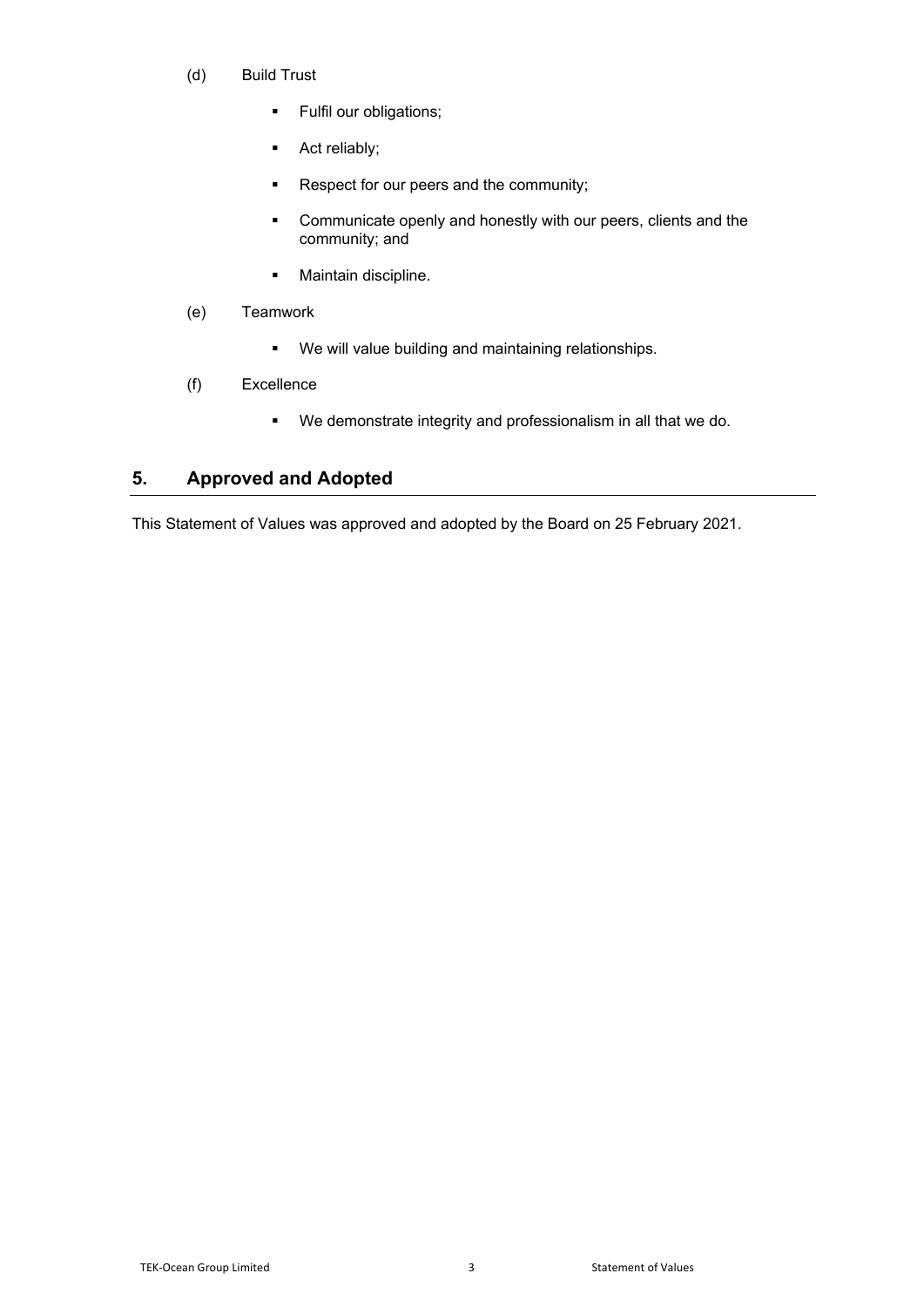(d) Build Trust

- Fulfil our obligations;
- Act reliably;
- Respect for our peers and the community;
- Communicate openly and honestly with our peers, clients and the community; and
- Maintain discipline.

(e) Teamwork

- We will value building and maintaining relationships.

(f) Excellence

- We demonstrate integrity and professionalism in all that we do.

## 5. Approved and Adopted

This Statement of Values was approved and adopted by the Board on 25 February 2021.